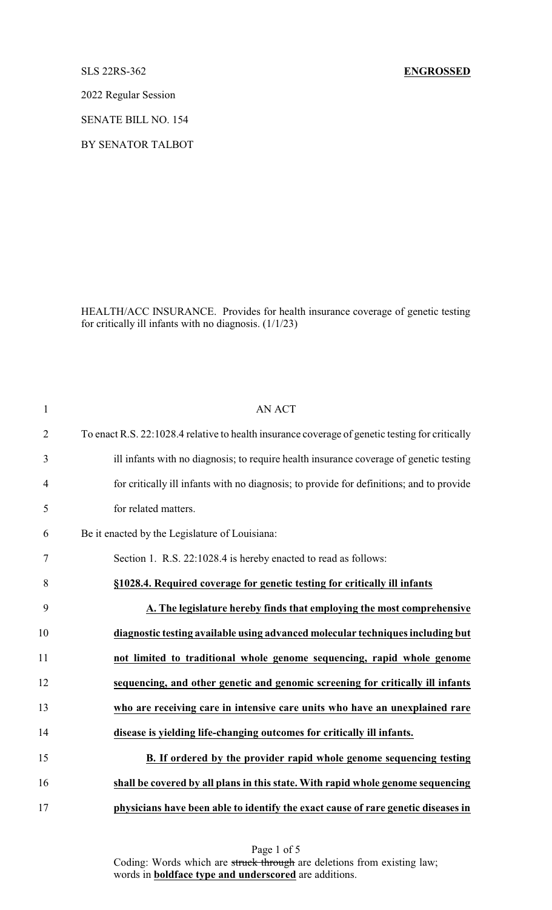SLS 22RS-362 **ENGROSSED**

2022 Regular Session

SENATE BILL NO. 154

BY SENATOR TALBOT

HEALTH/ACC INSURANCE. Provides for health insurance coverage of genetic testing for critically ill infants with no diagnosis. (1/1/23)

AN ACT

To enact R.S. 22:1028.4 relative to health insurance coverage of genetic testing for critically ill infants with no diagnosis; to require health insurance coverage of genetic testing for critically ill infants with no diagnosis; to provide for definitions; and to provide for related matters.

Be it enacted by the Legislature of Louisiana:

Section 1. R.S. 22:1028.4 is hereby enacted to read as follows:

**§1028.4. Required coverage for genetic testing for critically ill infants**

**A. The legislature hereby finds that employing the most comprehensive diagnostic testing available using advanced molecular techniques including but not limited to traditional whole genome sequencing, rapid whole genome sequencing, and other genetic and genomic screening for critically ill infants who are receiving care in intensive care units who have an unexplained rare disease is yielding life-changing outcomes for critically ill infants.**

**B. If ordered by the provider rapid whole genome sequencing testing shall be covered by all plans in this state. With rapid whole genome sequencing physicians have been able to identify the exact cause of rare genetic diseases in**

Coding: Words which are ~~struck through~~ are deletions from existing law; words in **boldface type and underscored** are additions.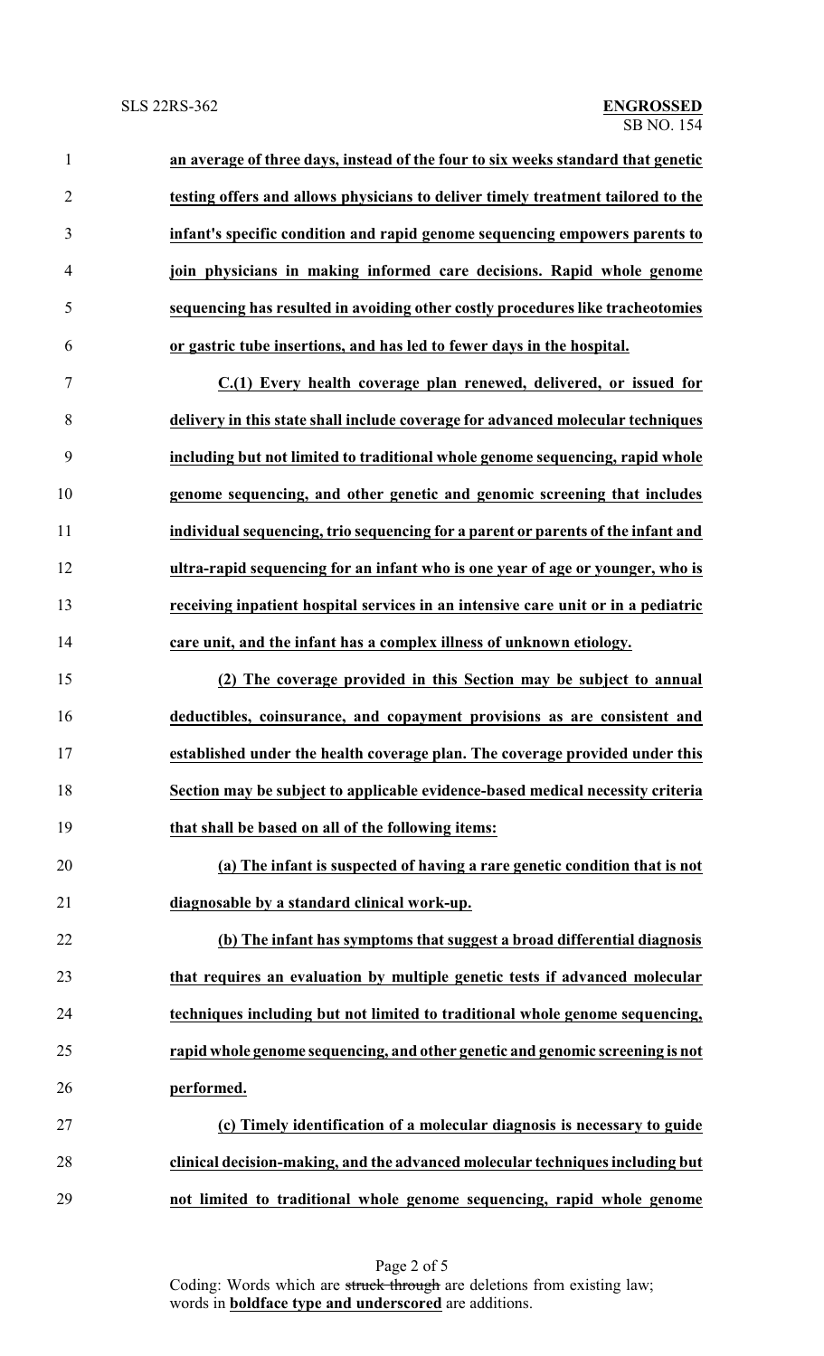**an average of three days, instead of the four to six weeks standard that genetic testing offers and allows physicians to deliver timely treatment tailored to the infant's specific condition and rapid genome sequencing empowers parents to join physicians in making informed care decisions. Rapid whole genome sequencing has resulted in avoiding other costly procedures like tracheotomies or gastric tube insertions, and has led to fewer days in the hospital.**

**C.(1) Every health coverage plan renewed, delivered, or issued for delivery in this state shall include coverage for advanced molecular techniques including but not limited to traditional whole genome sequencing, rapid whole genome sequencing, and other genetic and genomic screening that includes individual sequencing, trio sequencing for a parent or parents of the infant and ultra-rapid sequencing for an infant who is one year of age or younger, who is receiving inpatient hospital services in an intensive care unit or in a pediatric care unit, and the infant has a complex illness of unknown etiology.**

**(2) The coverage provided in this Section may be subject to annual deductibles, coinsurance, and copayment provisions as are consistent and established under the health coverage plan. The coverage provided under this Section may be subject to applicable evidence-based medical necessity criteria that shall be based on all of the following items:**

**(a) The infant is suspected of having a rare genetic condition that is not diagnosable by a standard clinical work-up.**

**(b) The infant has symptoms that suggest a broad differential diagnosis that requires an evaluation by multiple genetic tests if advanced molecular techniques including but not limited to traditional whole genome sequencing, rapid whole genome sequencing, and other genetic and genomic screening is not performed.**

**(c) Timely identification of a molecular diagnosis is necessary to guide clinical decision-making, and the advanced molecular techniques including but not limited to traditional whole genome sequencing, rapid whole genome**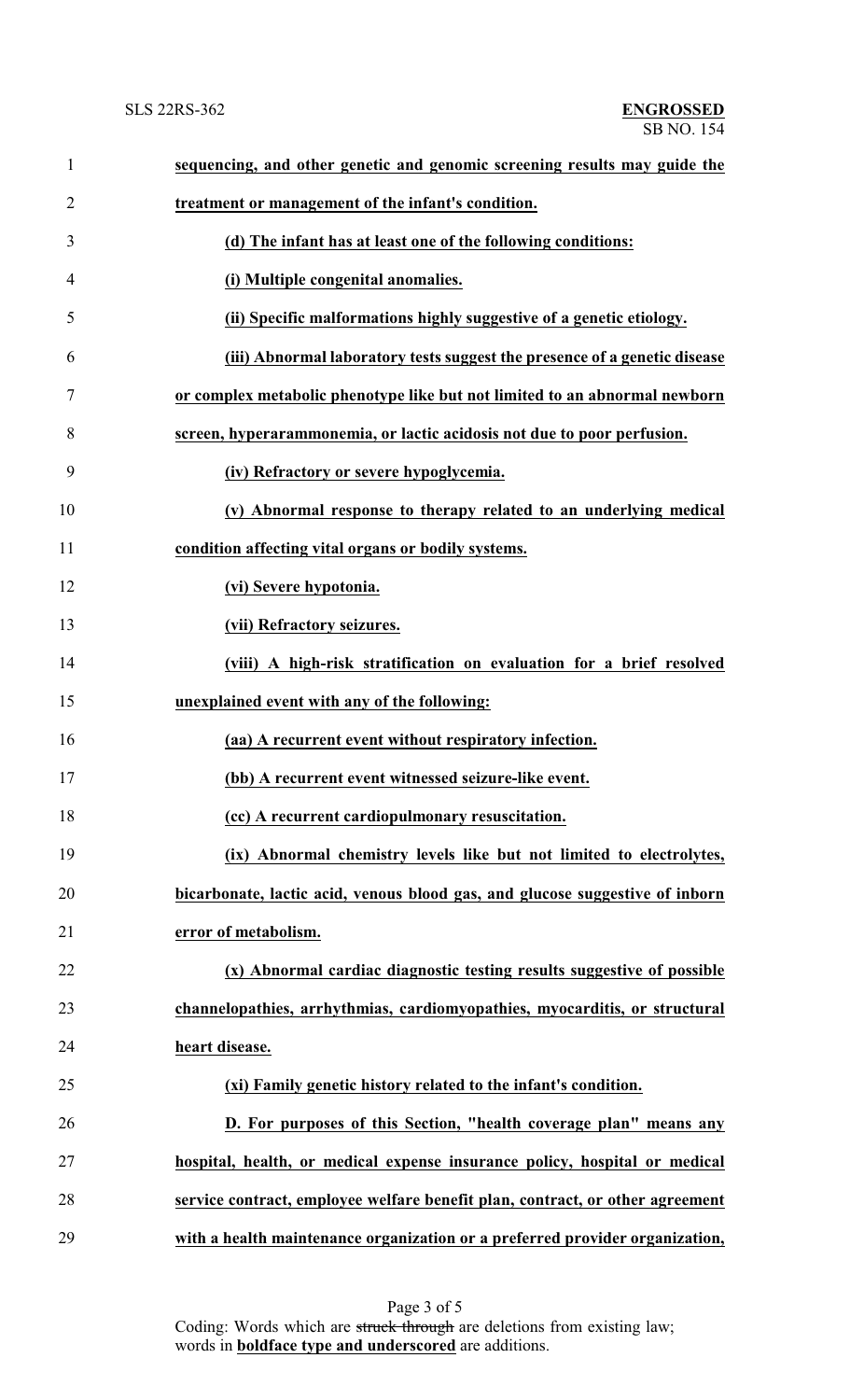**sequencing, and other genetic and genomic screening results may guide the treatment or management of the infant's condition.**

**(d) The infant has at least one of the following conditions:**

**(i) Multiple congenital anomalies.**

**(ii) Specific malformations highly suggestive of a genetic etiology.**

**(iii) Abnormal laboratory tests suggest the presence of a genetic disease or complex metabolic phenotype like but not limited to an abnormal newborn screen, hyperammonemia, or lactic acidosis not due to poor perfusion.**

**(iv) Refractory or severe hypoglycemia.**

**(v) Abnormal response to therapy related to an underlying medical condition affecting vital organs or bodily systems.**

**(vi) Severe hypotonia.**

**(vii) Refractory seizures.**

**(viii) A high-risk stratification on evaluation for a brief resolved unexplained event with any of the following:**

**(aa) A recurrent event without respiratory infection.**

**(bb) A recurrent event witnessed seizure-like event.**

**(cc) A recurrent cardiopulmonary resuscitation.**

**(ix) Abnormal chemistry levels like but not limited to electrolytes, bicarbonate, lactic acid, venous blood gas, and glucose suggestive of inborn error of metabolism.**

**(x) Abnormal cardiac diagnostic testing results suggestive of possible channelopathies, arrhythmias, cardiomyopathies, myocarditis, or structural heart disease.**

**(xi) Family genetic history related to the infant's condition.**

**D. For purposes of this Section, "health coverage plan" means any hospital, health, or medical expense insurance policy, hospital or medical service contract, employee welfare benefit plan, contract, or other agreement with a health maintenance organization or a preferred provider organization,**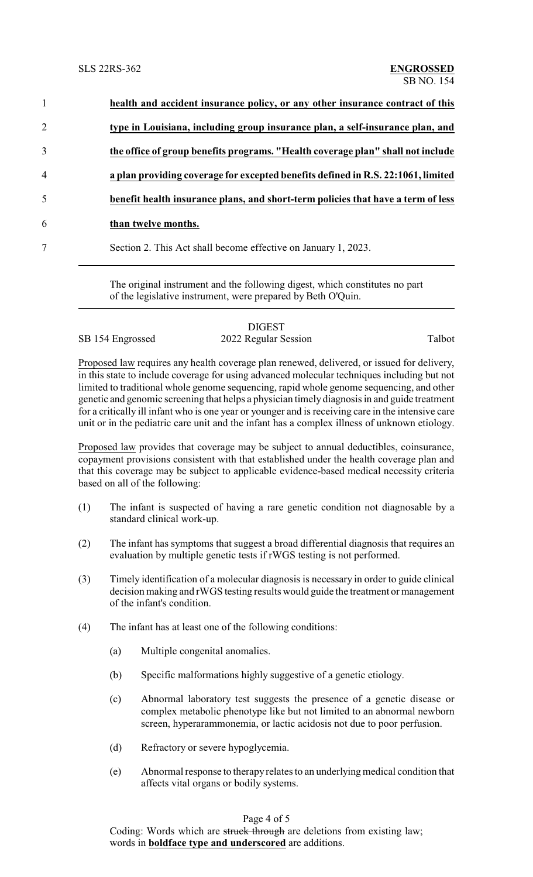1 **health and accident insurance policy, or any other insurance contract of this**

2 **type in Louisiana, including group insurance plan, a self-insurance plan, and**

3 **the office of group benefits programs. "Health coverage plan" shall not include**

4 **a plan providing coverage for excepted benefits defined in R.S. 22:1061, limited**

5 **benefit health insurance plans, and short-term policies that have a term of less**

6 **than twelve months.**

7 Section 2. This Act shall become effective on January 1, 2023.

---

The original instrument and the following digest, which constitutes no part of the legislative instrument, were prepared by Beth O'Quin.

---

DIGEST

SB 154 Engrossed 2022 Regular Session Talbot

Proposed law requires any health coverage plan renewed, delivered, or issued for delivery, in this state to include coverage for using advanced molecular techniques including but not limited to traditional whole genome sequencing, rapid whole genome sequencing, and other genetic and genomic screening that helps a physician timely diagnosis in and guide treatment for a critically ill infant who is one year or younger and is receiving care in the intensive care unit or in the pediatric care unit and the infant has a complex illness of unknown etiology.

Proposed law provides that coverage may be subject to annual deductibles, coinsurance, copayment provisions consistent with that established under the health coverage plan and that this coverage may be subject to applicable evidence-based medical necessity criteria based on all of the following:

(1) The infant is suspected of having a rare genetic condition not diagnosable by a standard clinical work-up.

(2) The infant has symptoms that suggest a broad differential diagnosis that requires an evaluation by multiple genetic tests if rWGS testing is not performed.

(3) Timely identification of a molecular diagnosis is necessary in order to guide clinical decision making and rWGS testing results would guide the treatment or management of the infant's condition.

(4) The infant has at least one of the following conditions:

  (a) Multiple congenital anomalies.

  (b) Specific malformations highly suggestive of a genetic etiology.

  (c) Abnormal laboratory test suggests the presence of a genetic disease or complex metabolic phenotype like but not limited to an abnormal newborn screen, hyperarammonemia, or lactic acidosis not due to poor perfusion.

  (d) Refractory or severe hypoglycemia.

  (e) Abnormal response to therapy relates to an underlying medical condition that affects vital organs or bodily systems.

Coding: Words which are ~~struck through~~ are deletions from existing law; words in **boldface type and underscored** are additions.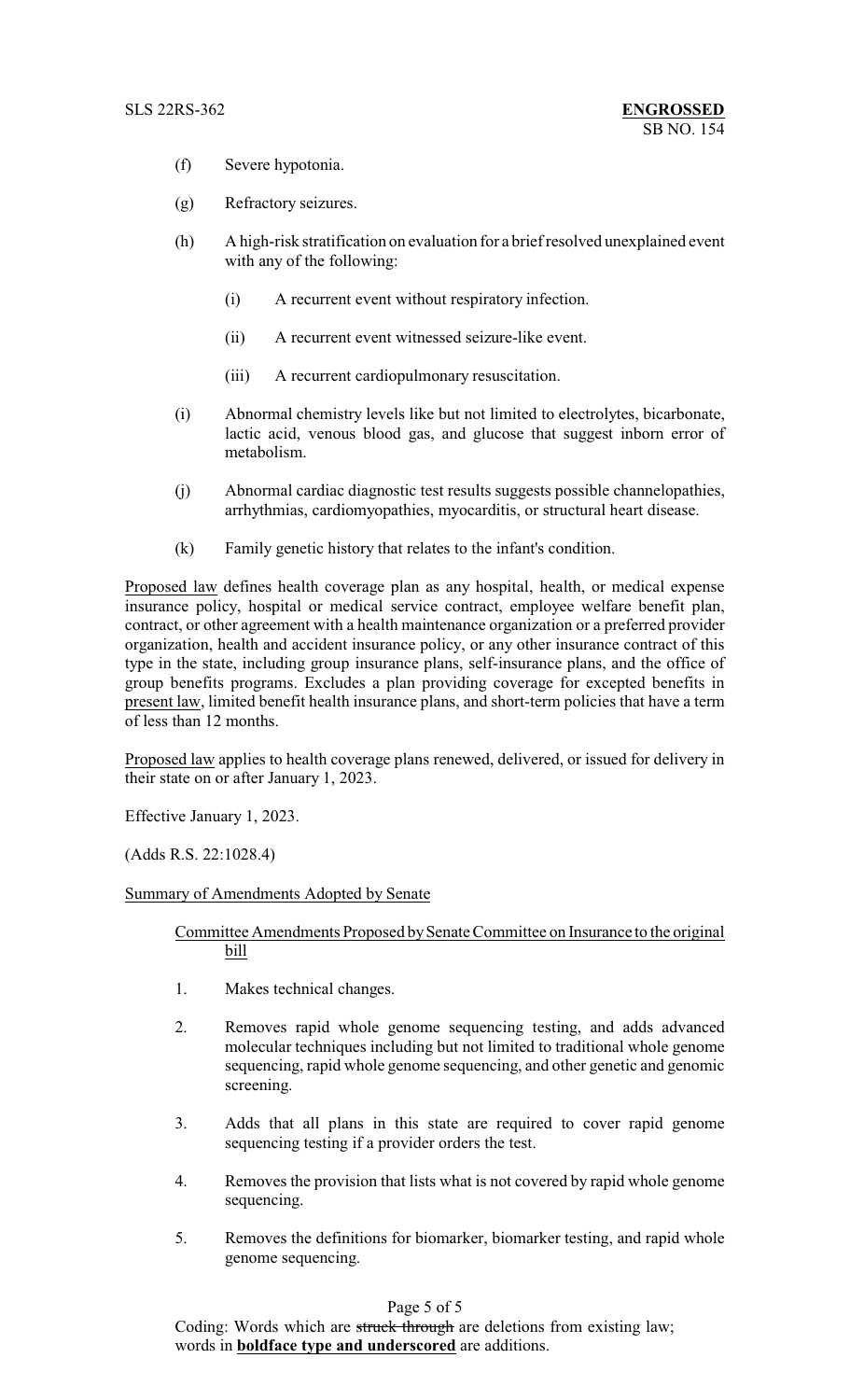(f) Severe hypotonia.

(g) Refractory seizures.

(h) A high-risk stratification on evaluation for a brief resolved unexplained event with any of the following:

  (i) A recurrent event without respiratory infection.

  (ii) A recurrent event witnessed seizure-like event.

  (iii) A recurrent cardiopulmonary resuscitation.

(i) Abnormal chemistry levels like but not limited to electrolytes, bicarbonate, lactic acid, venous blood gas, and glucose that suggest inborn error of metabolism.

(j) Abnormal cardiac diagnostic test results suggests possible channelopathies, arrhythmias, cardiomyopathies, myocarditis, or structural heart disease.

(k) Family genetic history that relates to the infant's condition.

Proposed law defines health coverage plan as any hospital, health, or medical expense insurance policy, hospital or medical service contract, employee welfare benefit plan, contract, or other agreement with a health maintenance organization or a preferred provider organization, health and accident insurance policy, or any other insurance contract of this type in the state, including group insurance plans, self-insurance plans, and the office of group benefits programs. Excludes a plan providing coverage for excepted benefits in present law, limited benefit health insurance plans, and short-term policies that have a term of less than 12 months.

Proposed law applies to health coverage plans renewed, delivered, or issued for delivery in their state on or after January 1, 2023.

Effective January 1, 2023.

(Adds R.S. 22:1028.4)

Summary of Amendments Adopted by Senate

Committee Amendments Proposed by Senate Committee on Insurance to the original bill

1. Makes technical changes.

2. Removes rapid whole genome sequencing testing, and adds advanced molecular techniques including but not limited to traditional whole genome sequencing, rapid whole genome sequencing, and other genetic and genomic screening.

3. Adds that all plans in this state are required to cover rapid genome sequencing testing if a provider orders the test.

4. Removes the provision that lists what is not covered by rapid whole genome sequencing.

5. Removes the definitions for biomarker, biomarker testing, and rapid whole genome sequencing.

Coding: Words which are ~~struck through~~ are deletions from existing law; words in **boldface type and underscored** are additions.